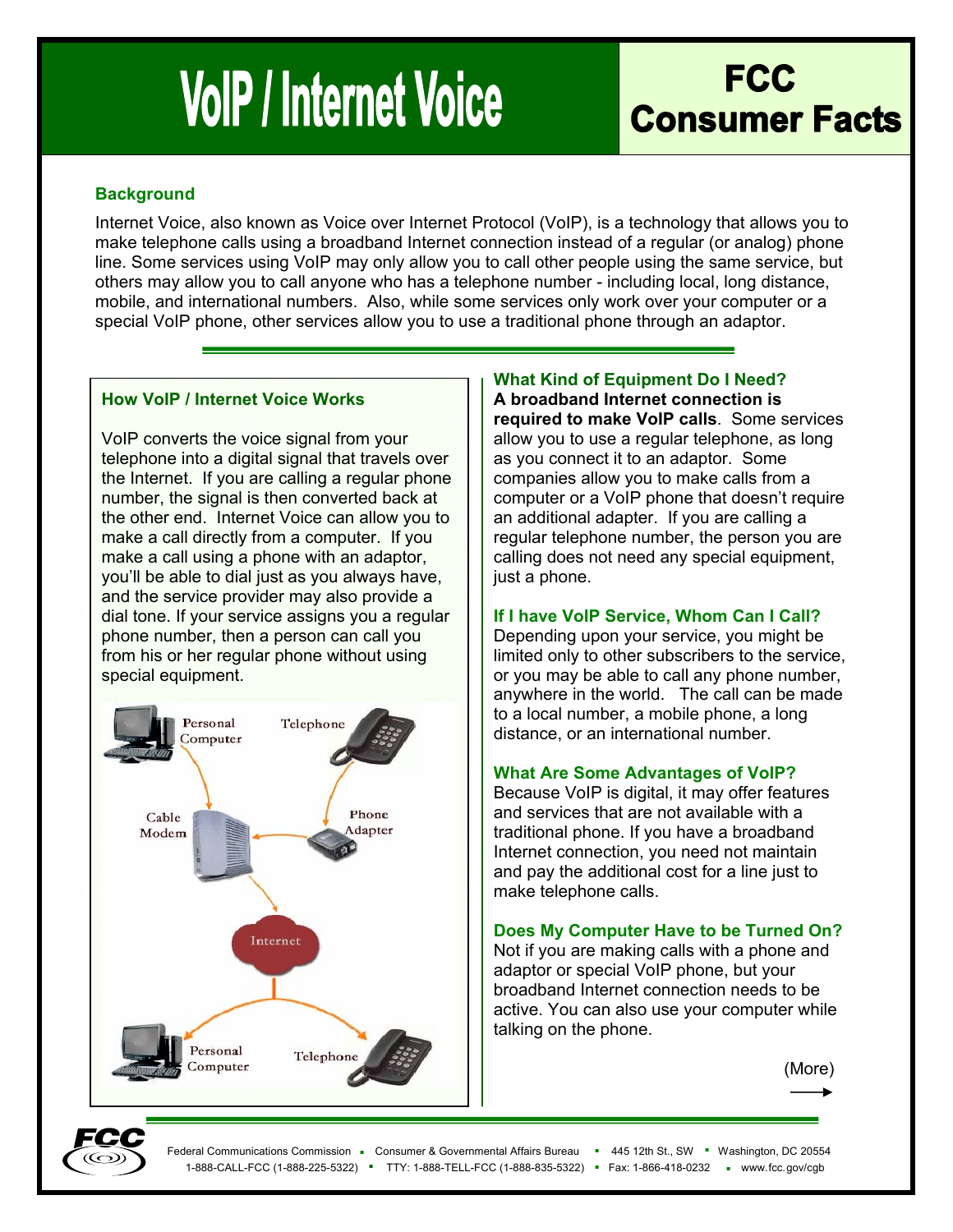# VoIP / Internet Voice

## FCC Consumer Facts

### Background

Internet Voice, also known as Voice over Internet Protocol (VoIP), is a technology that allows you to make telephone calls using a broadband Internet connection instead of a regular (or analog) phone line. Some services using VoIP may only allow you to call other people using the same service, but others may allow you to call anyone who has a telephone number - including local, long distance, mobile, and international numbers. Also, while some services only work over your computer or a special VoIP phone, other services allow you to use a traditional phone through an adaptor.

### How VoIP / Internet Voice Works

VoIP converts the voice signal from your telephone into a digital signal that travels over the Internet. If you are calling a regular phone number, the signal is then converted back at the other end. Internet Voice can allow you to make a call directly from a computer. If you make a call using a phone with an adaptor, you'll be able to dial just as you always have, and the service provider may also provide a dial tone. If your service assigns you a regular phone number, then a person can call you from his or her regular phone without using special equipment.

### What Kind of Equipment Do I Need?

**A broadband Internet connection is required to make VoIP calls**. Some services allow you to use a regular telephone, as long as you connect it to an adaptor. Some companies allow you to make calls from a computer or a VoIP phone that doesn't require an additional adapter. If you are calling a regular telephone number, the person you are calling does not need any special equipment, just a phone.

### If I have VoIP Service, Whom Can I Call?

Depending upon your service, you might be limited only to other subscribers to the service, or you may be able to call any phone number, anywhere in the world. The call can be made to a local number, a mobile phone, a long distance, or an international number.

### What Are Some Advantages of VoIP?

Because VoIP is digital, it may offer features and services that are not available with a traditional phone. If you have a broadband Internet connection, you need not maintain and pay the additional cost for a line just to make telephone calls.

### Does My Computer Have to be Turned On?

Not if you are making calls with a phone and adaptor or special VoIP phone, but your broadband Internet connection needs to be active. You can also use your computer while talking on the phone.

(More)

Federal Communications Commission ▪ Consumer & Governmental Affairs Bureau ▪ 445 12th St., SW ▪ Washington, DC 20554
1-888-CALL-FCC (1-888-225-5322) ▪ TTY: 1-888-TELL-FCC (1-888-835-5322) ▪ Fax: 1-866-418-0232 ▪ www.fcc.gov/cgb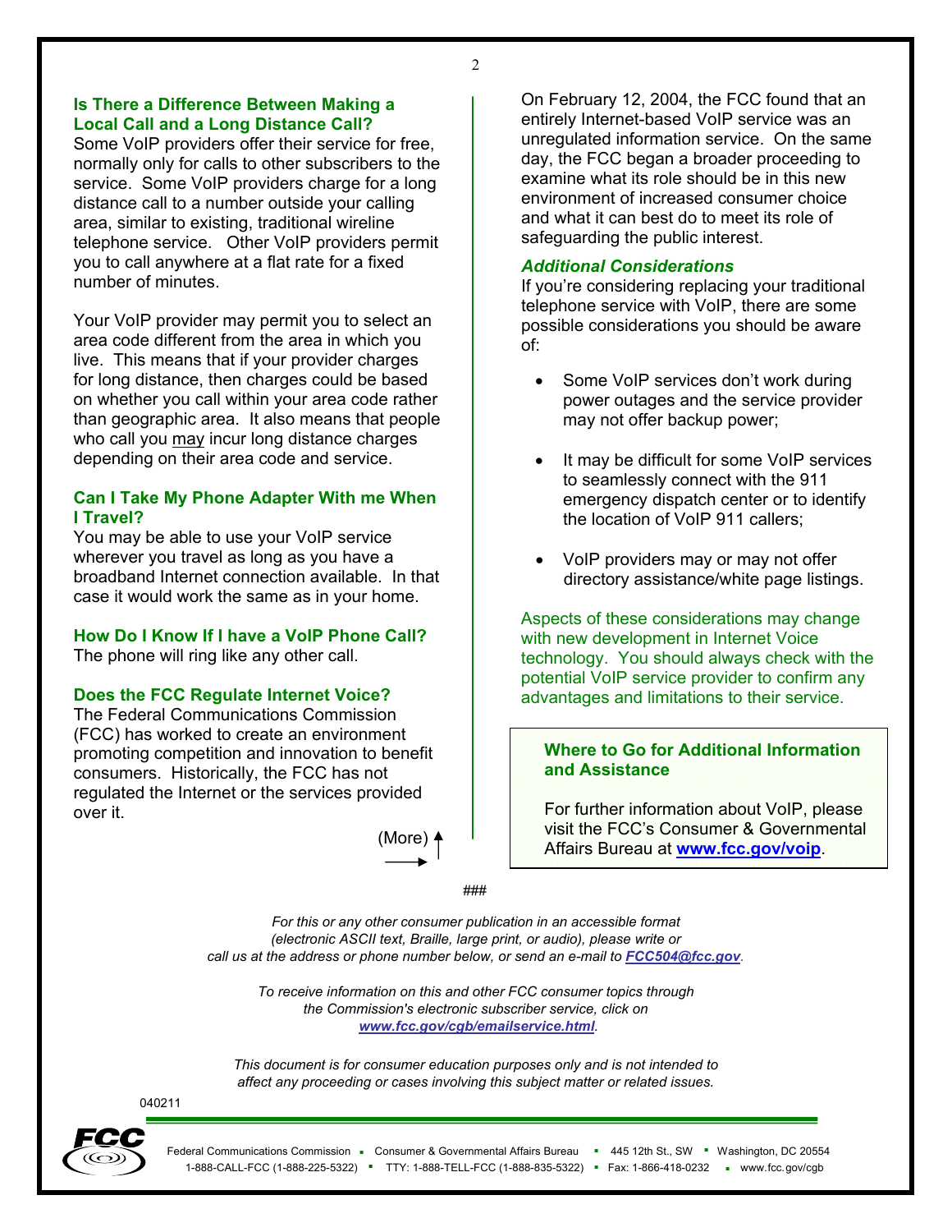### Is There a Difference Between Making a Local Call and a Long Distance Call?

Some VoIP providers offer their service for free, normally only for calls to other subscribers to the service. Some VoIP providers charge for a long distance call to a number outside your calling area, similar to existing, traditional wireline telephone service. Other VoIP providers permit you to call anywhere at a flat rate for a fixed number of minutes.

Your VoIP provider may permit you to select an area code different from the area in which you live. This means that if your provider charges for long distance, then charges could be based on whether you call within your area code rather than geographic area. It also means that people who call you may incur long distance charges depending on their area code and service.

### Can I Take My Phone Adapter With me When I Travel?

You may be able to use your VoIP service wherever you travel as long as you have a broadband Internet connection available. In that case it would work the same as in your home.

### How Do I Know If I have a VoIP Phone Call?

The phone will ring like any other call.

### Does the FCC Regulate Internet Voice?

The Federal Communications Commission (FCC) has worked to create an environment promoting competition and innovation to benefit consumers. Historically, the FCC has not regulated the Internet or the services provided over it.

(More)

On February 12, 2004, the FCC found that an entirely Internet-based VoIP service was an unregulated information service. On the same day, the FCC began a broader proceeding to examine what its role should be in this new environment of increased consumer choice and what it can best do to meet its role of safeguarding the public interest.

### *Additional Considerations*

If you're considering replacing your traditional telephone service with VoIP, there are some possible considerations you should be aware of:

- Some VoIP services don't work during power outages and the service provider may not offer backup power;
- It may be difficult for some VoIP services to seamlessly connect with the 911 emergency dispatch center or to identify the location of VoIP 911 callers;
- VoIP providers may or may not offer directory assistance/white page listings.

Aspects of these considerations may change with new development in Internet Voice technology. You should always check with the potential VoIP service provider to confirm any advantages and limitations to their service.

### Where to Go for Additional Information and Assistance

For further information about VoIP, please visit the FCC's Consumer & Governmental Affairs Bureau at **www.fcc.gov/voip**.

###

*For this or any other consumer publication in an accessible format (electronic ASCII text, Braille, large print, or audio), please write or call us at the address or phone number below, or send an e-mail to **FCC504@fcc.gov**.*

*To receive information on this and other FCC consumer topics through the Commission's electronic subscriber service, click on **www.fcc.gov/cgb/emailservice.html**.*

*This document is for consumer education purposes only and is not intended to affect any proceeding or cases involving this subject matter or related issues.*

040211

Federal Communications Commission ▪ Consumer & Governmental Affairs Bureau ▪ 445 12th St., SW ▪ Washington, DC 20554
1-888-CALL-FCC (1-888-225-5322) ▪ TTY: 1-888-TELL-FCC (1-888-835-5322) ▪ Fax: 1-866-418-0232 ▪ www.fcc.gov/cgb